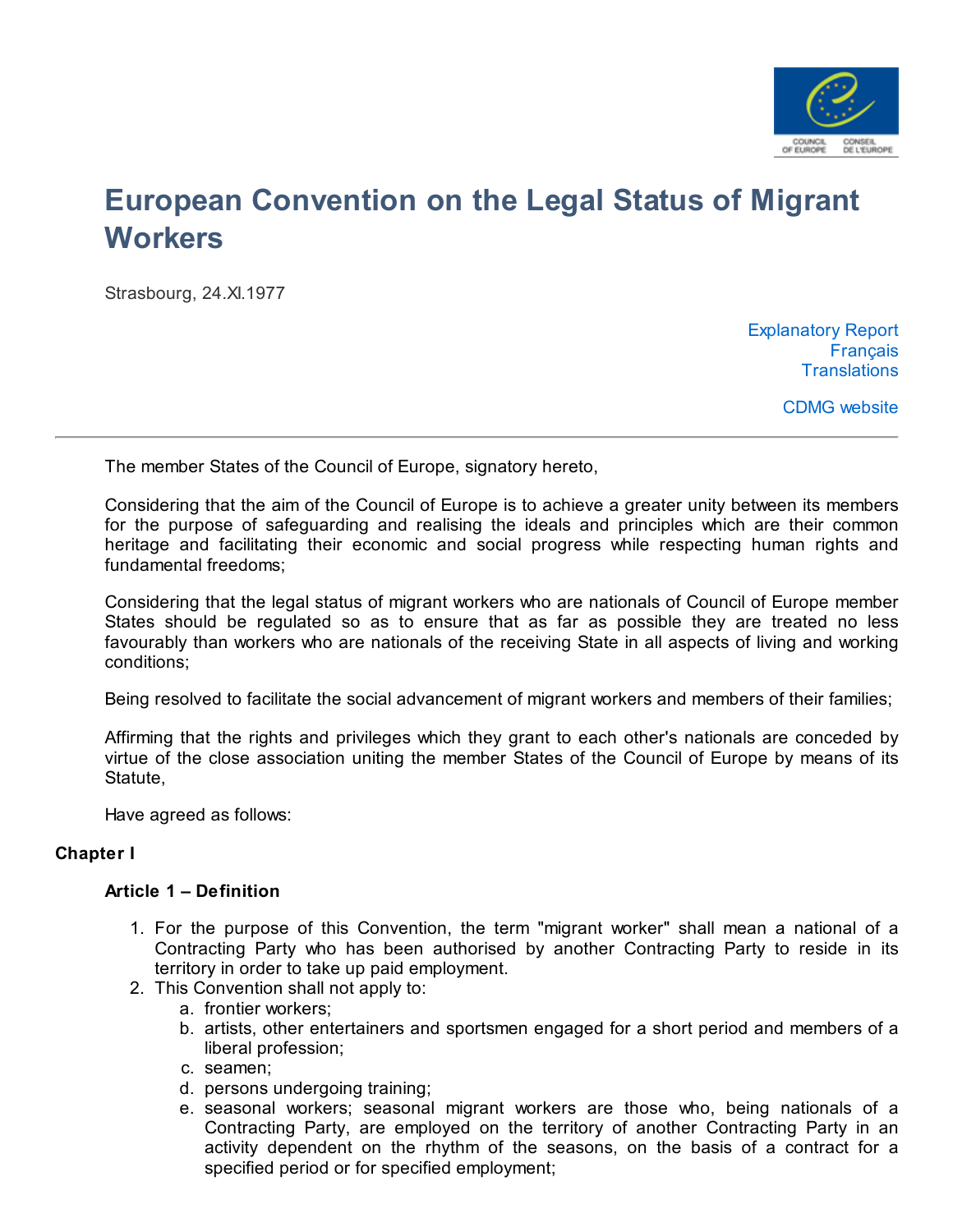# European Convention on the Legal Status of Migrant Workers

Strasbourg, 24.XI.1977

Explanatory Report
Français
Translations

CDMG website

---

The member States of the Council of Europe, signatory hereto,

Considering that the aim of the Council of Europe is to achieve a greater unity between its members for the purpose of safeguarding and realising the ideals and principles which are their common heritage and facilitating their economic and social progress while respecting human rights and fundamental freedoms;

Considering that the legal status of migrant workers who are nationals of Council of Europe member States should be regulated so as to ensure that as far as possible they are treated no less favourably than workers who are nationals of the receiving State in all aspects of living and working conditions;

Being resolved to facilitate the social advancement of migrant workers and members of their families;

Affirming that the rights and privileges which they grant to each other's nationals are conceded by virtue of the close association uniting the member States of the Council of Europe by means of its Statute,

Have agreed as follows:

## Chapter I

### Article 1 – Definition

1. For the purpose of this Convention, the term "migrant worker" shall mean a national of a Contracting Party who has been authorised by another Contracting Party to reside in its territory in order to take up paid employment.
2. This Convention shall not apply to:
    a. frontier workers;
    b. artists, other entertainers and sportsmen engaged for a short period and members of a liberal profession;
    c. seamen;
    d. persons undergoing training;
    e. seasonal workers; seasonal migrant workers are those who, being nationals of a Contracting Party, are employed on the territory of another Contracting Party in an activity dependent on the rhythm of the seasons, on the basis of a contract for a specified period or for specified employment;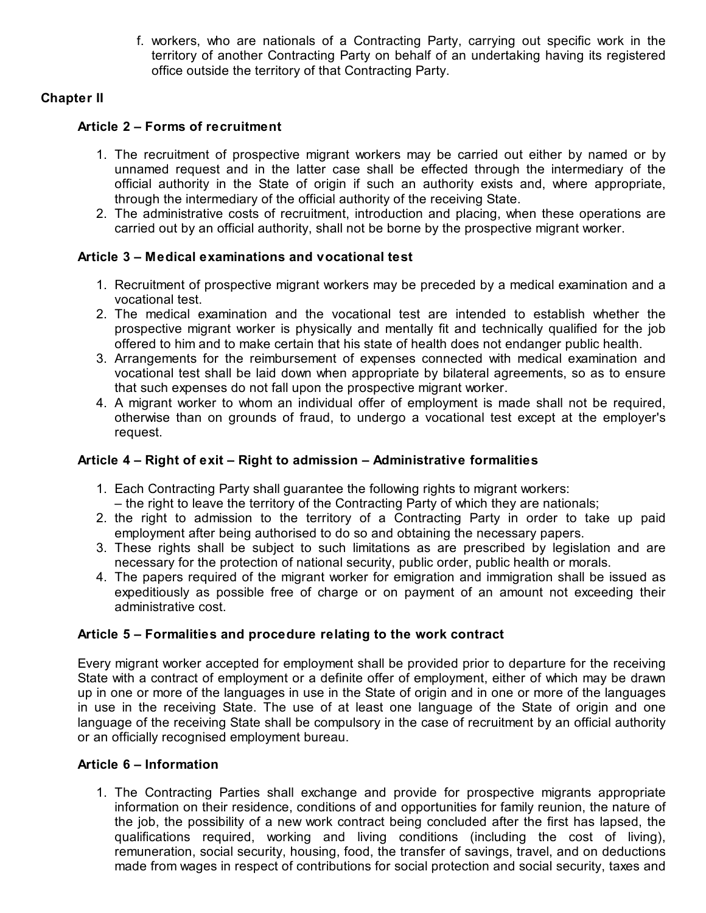f. workers, who are nationals of a Contracting Party, carrying out specific work in the territory of another Contracting Party on behalf of an undertaking having its registered office outside the territory of that Contracting Party.

## Chapter II

### Article 2 – Forms of recruitment

1. The recruitment of prospective migrant workers may be carried out either by named or by unnamed request and in the latter case shall be effected through the intermediary of the official authority in the State of origin if such an authority exists and, where appropriate, through the intermediary of the official authority of the receiving State.
2. The administrative costs of recruitment, introduction and placing, when these operations are carried out by an official authority, shall not be borne by the prospective migrant worker.

### Article 3 – Medical examinations and vocational test

1. Recruitment of prospective migrant workers may be preceded by a medical examination and a vocational test.
2. The medical examination and the vocational test are intended to establish whether the prospective migrant worker is physically and mentally fit and technically qualified for the job offered to him and to make certain that his state of health does not endanger public health.
3. Arrangements for the reimbursement of expenses connected with medical examination and vocational test shall be laid down when appropriate by bilateral agreements, so as to ensure that such expenses do not fall upon the prospective migrant worker.
4. A migrant worker to whom an individual offer of employment is made shall not be required, otherwise than on grounds of fraud, to undergo a vocational test except at the employer's request.

### Article 4 – Right of exit – Right to admission – Administrative formalities

1. Each Contracting Party shall guarantee the following rights to migrant workers:
   – the right to leave the territory of the Contracting Party of which they are nationals;
2. the right to admission to the territory of a Contracting Party in order to take up paid employment after being authorised to do so and obtaining the necessary papers.
3. These rights shall be subject to such limitations as are prescribed by legislation and are necessary for the protection of national security, public order, public health or morals.
4. The papers required of the migrant worker for emigration and immigration shall be issued as expeditiously as possible free of charge or on payment of an amount not exceeding their administrative cost.

### Article 5 – Formalities and procedure relating to the work contract

Every migrant worker accepted for employment shall be provided prior to departure for the receiving State with a contract of employment or a definite offer of employment, either of which may be drawn up in one or more of the languages in use in the State of origin and in one or more of the languages in use in the receiving State. The use of at least one language of the State of origin and one language of the receiving State shall be compulsory in the case of recruitment by an official authority or an officially recognised employment bureau.

### Article 6 – Information

1. The Contracting Parties shall exchange and provide for prospective migrants appropriate information on their residence, conditions of and opportunities for family reunion, the nature of the job, the possibility of a new work contract being concluded after the first has lapsed, the qualifications required, working and living conditions (including the cost of living), remuneration, social security, housing, food, the transfer of savings, travel, and on deductions made from wages in respect of contributions for social protection and social security, taxes and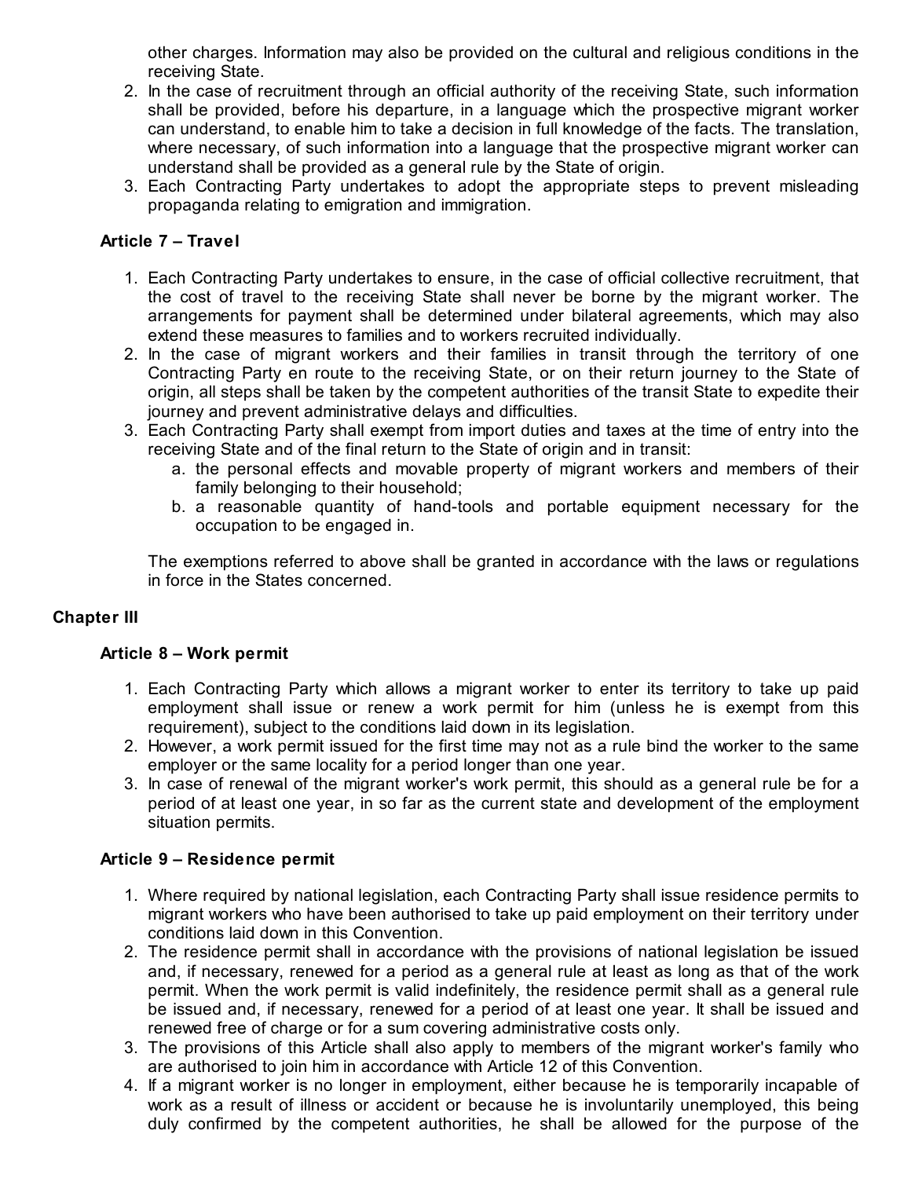other charges. Information may also be provided on the cultural and religious conditions in the receiving State.

2. In the case of recruitment through an official authority of the receiving State, such information shall be provided, before his departure, in a language which the prospective migrant worker can understand, to enable him to take a decision in full knowledge of the facts. The translation, where necessary, of such information into a language that the prospective migrant worker can understand shall be provided as a general rule by the State of origin.
3. Each Contracting Party undertakes to adopt the appropriate steps to prevent misleading propaganda relating to emigration and immigration.

### Article 7 – Travel

1. Each Contracting Party undertakes to ensure, in the case of official collective recruitment, that the cost of travel to the receiving State shall never be borne by the migrant worker. The arrangements for payment shall be determined under bilateral agreements, which may also extend these measures to families and to workers recruited individually.
2. In the case of migrant workers and their families in transit through the territory of one Contracting Party en route to the receiving State, or on their return journey to the State of origin, all steps shall be taken by the competent authorities of the transit State to expedite their journey and prevent administrative delays and difficulties.
3. Each Contracting Party shall exempt from import duties and taxes at the time of entry into the receiving State and of the final return to the State of origin and in transit:
   a. the personal effects and movable property of migrant workers and members of their family belonging to their household;
   b. a reasonable quantity of hand-tools and portable equipment necessary for the occupation to be engaged in.

   The exemptions referred to above shall be granted in accordance with the laws or regulations in force in the States concerned.

## Chapter III

### Article 8 – Work permit

1. Each Contracting Party which allows a migrant worker to enter its territory to take up paid employment shall issue or renew a work permit for him (unless he is exempt from this requirement), subject to the conditions laid down in its legislation.
2. However, a work permit issued for the first time may not as a rule bind the worker to the same employer or the same locality for a period longer than one year.
3. In case of renewal of the migrant worker's work permit, this should as a general rule be for a period of at least one year, in so far as the current state and development of the employment situation permits.

### Article 9 – Residence permit

1. Where required by national legislation, each Contracting Party shall issue residence permits to migrant workers who have been authorised to take up paid employment on their territory under conditions laid down in this Convention.
2. The residence permit shall in accordance with the provisions of national legislation be issued and, if necessary, renewed for a period as a general rule at least as long as that of the work permit. When the work permit is valid indefinitely, the residence permit shall as a general rule be issued and, if necessary, renewed for a period of at least one year. It shall be issued and renewed free of charge or for a sum covering administrative costs only.
3. The provisions of this Article shall also apply to members of the migrant worker's family who are authorised to join him in accordance with Article 12 of this Convention.
4. If a migrant worker is no longer in employment, either because he is temporarily incapable of work as a result of illness or accident or because he is involuntarily unemployed, this being duly confirmed by the competent authorities, he shall be allowed for the purpose of the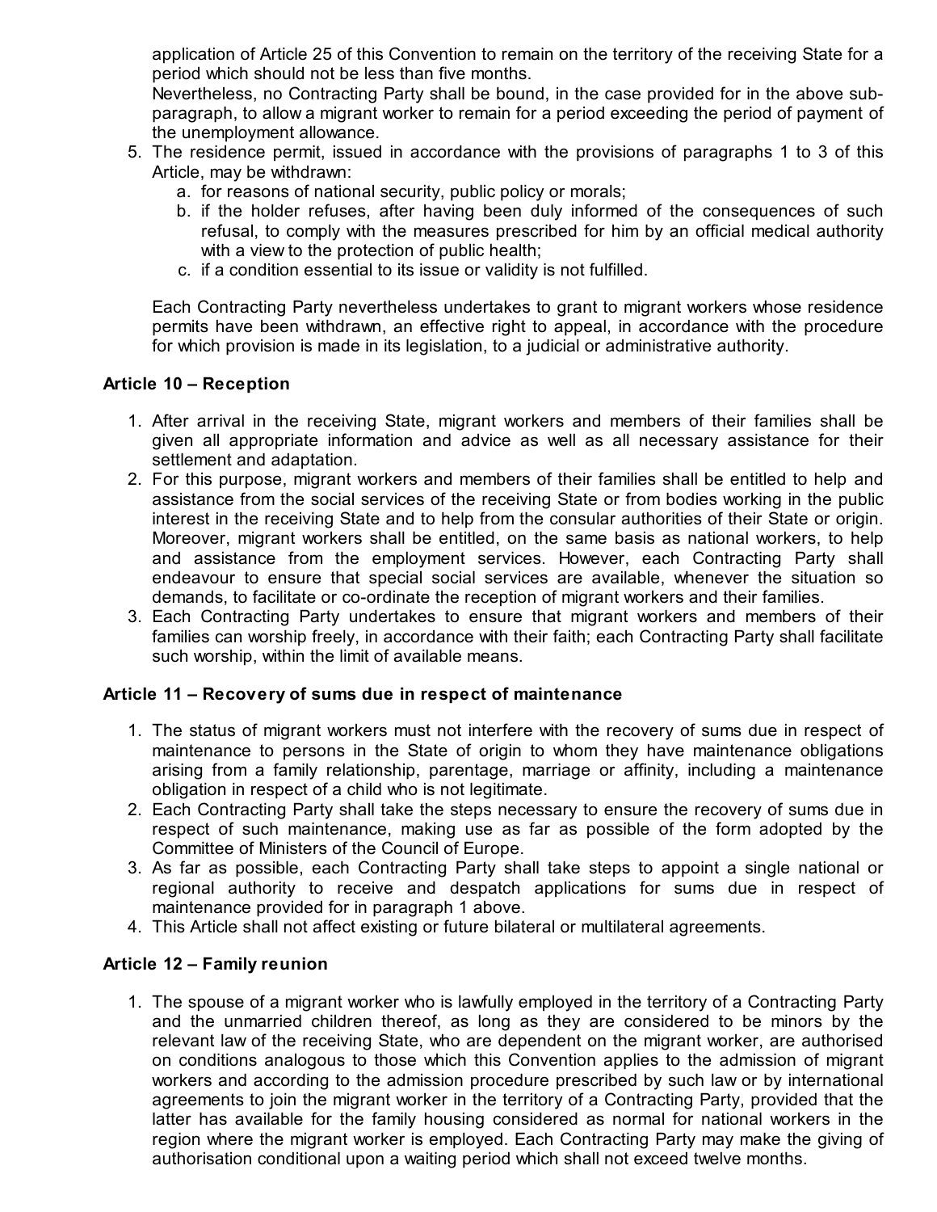application of Article 25 of this Convention to remain on the territory of the receiving State for a period which should not be less than five months.
Nevertheless, no Contracting Party shall be bound, in the case provided for in the above sub-paragraph, to allow a migrant worker to remain for a period exceeding the period of payment of the unemployment allowance.

5. The residence permit, issued in accordance with the provisions of paragraphs 1 to 3 of this Article, may be withdrawn:
   a. for reasons of national security, public policy or morals;
   b. if the holder refuses, after having been duly informed of the consequences of such refusal, to comply with the measures prescribed for him by an official medical authority with a view to the protection of public health;
   c. if a condition essential to its issue or validity is not fulfilled.

   Each Contracting Party nevertheless undertakes to grant to migrant workers whose residence permits have been withdrawn, an effective right to appeal, in accordance with the procedure for which provision is made in its legislation, to a judicial or administrative authority.

**Article 10 – Reception**

1. After arrival in the receiving State, migrant workers and members of their families shall be given all appropriate information and advice as well as all necessary assistance for their settlement and adaptation.
2. For this purpose, migrant workers and members of their families shall be entitled to help and assistance from the social services of the receiving State or from bodies working in the public interest in the receiving State and to help from the consular authorities of their State or origin. Moreover, migrant workers shall be entitled, on the same basis as national workers, to help and assistance from the employment services. However, each Contracting Party shall endeavour to ensure that special social services are available, whenever the situation so demands, to facilitate or co-ordinate the reception of migrant workers and their families.
3. Each Contracting Party undertakes to ensure that migrant workers and members of their families can worship freely, in accordance with their faith; each Contracting Party shall facilitate such worship, within the limit of available means.

**Article 11 – Recovery of sums due in respect of maintenance**

1. The status of migrant workers must not interfere with the recovery of sums due in respect of maintenance to persons in the State of origin to whom they have maintenance obligations arising from a family relationship, parentage, marriage or affinity, including a maintenance obligation in respect of a child who is not legitimate.
2. Each Contracting Party shall take the steps necessary to ensure the recovery of sums due in respect of such maintenance, making use as far as possible of the form adopted by the Committee of Ministers of the Council of Europe.
3. As far as possible, each Contracting Party shall take steps to appoint a single national or regional authority to receive and despatch applications for sums due in respect of maintenance provided for in paragraph 1 above.
4. This Article shall not affect existing or future bilateral or multilateral agreements.

**Article 12 – Family reunion**

1. The spouse of a migrant worker who is lawfully employed in the territory of a Contracting Party and the unmarried children thereof, as long as they are considered to be minors by the relevant law of the receiving State, who are dependent on the migrant worker, are authorised on conditions analogous to those which this Convention applies to the admission of migrant workers and according to the admission procedure prescribed by such law or by international agreements to join the migrant worker in the territory of a Contracting Party, provided that the latter has available for the family housing considered as normal for national workers in the region where the migrant worker is employed. Each Contracting Party may make the giving of authorisation conditional upon a waiting period which shall not exceed twelve months.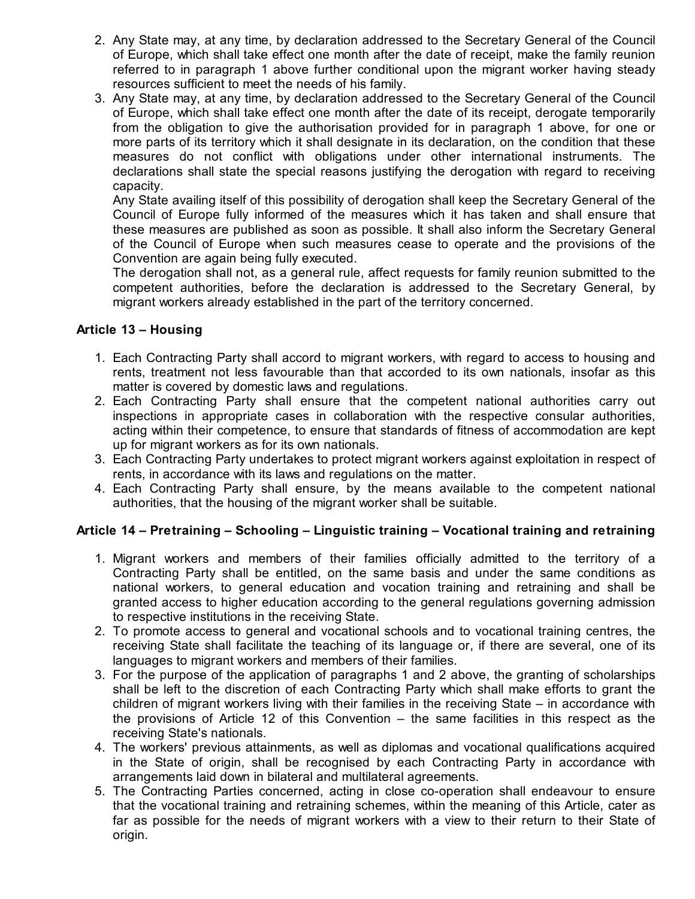2. Any State may, at any time, by declaration addressed to the Secretary General of the Council of Europe, which shall take effect one month after the date of receipt, make the family reunion referred to in paragraph 1 above further conditional upon the migrant worker having steady resources sufficient to meet the needs of his family.
3. Any State may, at any time, by declaration addressed to the Secretary General of the Council of Europe, which shall take effect one month after the date of its receipt, derogate temporarily from the obligation to give the authorisation provided for in paragraph 1 above, for one or more parts of its territory which it shall designate in its declaration, on the condition that these measures do not conflict with obligations under other international instruments. The declarations shall state the special reasons justifying the derogation with regard to receiving capacity.
   Any State availing itself of this possibility of derogation shall keep the Secretary General of the Council of Europe fully informed of the measures which it has taken and shall ensure that these measures are published as soon as possible. It shall also inform the Secretary General of the Council of Europe when such measures cease to operate and the provisions of the Convention are again being fully executed.
   The derogation shall not, as a general rule, affect requests for family reunion submitted to the competent authorities, before the declaration is addressed to the Secretary General, by migrant workers already established in the part of the territory concerned.

**Article 13 – Housing**

1. Each Contracting Party shall accord to migrant workers, with regard to access to housing and rents, treatment not less favourable than that accorded to its own nationals, insofar as this matter is covered by domestic laws and regulations.
2. Each Contracting Party shall ensure that the competent national authorities carry out inspections in appropriate cases in collaboration with the respective consular authorities, acting within their competence, to ensure that standards of fitness of accommodation are kept up for migrant workers as for its own nationals.
3. Each Contracting Party undertakes to protect migrant workers against exploitation in respect of rents, in accordance with its laws and regulations on the matter.
4. Each Contracting Party shall ensure, by the means available to the competent national authorities, that the housing of the migrant worker shall be suitable.

**Article 14 – Pretraining – Schooling – Linguistic training – Vocational training and retraining**

1. Migrant workers and members of their families officially admitted to the territory of a Contracting Party shall be entitled, on the same basis and under the same conditions as national workers, to general education and vocation training and retraining and shall be granted access to higher education according to the general regulations governing admission to respective institutions in the receiving State.
2. To promote access to general and vocational schools and to vocational training centres, the receiving State shall facilitate the teaching of its language or, if there are several, one of its languages to migrant workers and members of their families.
3. For the purpose of the application of paragraphs 1 and 2 above, the granting of scholarships shall be left to the discretion of each Contracting Party which shall make efforts to grant the children of migrant workers living with their families in the receiving State – in accordance with the provisions of Article 12 of this Convention – the same facilities in this respect as the receiving State's nationals.
4. The workers' previous attainments, as well as diplomas and vocational qualifications acquired in the State of origin, shall be recognised by each Contracting Party in accordance with arrangements laid down in bilateral and multilateral agreements.
5. The Contracting Parties concerned, acting in close co-operation shall endeavour to ensure that the vocational training and retraining schemes, within the meaning of this Article, cater as far as possible for the needs of migrant workers with a view to their return to their State of origin.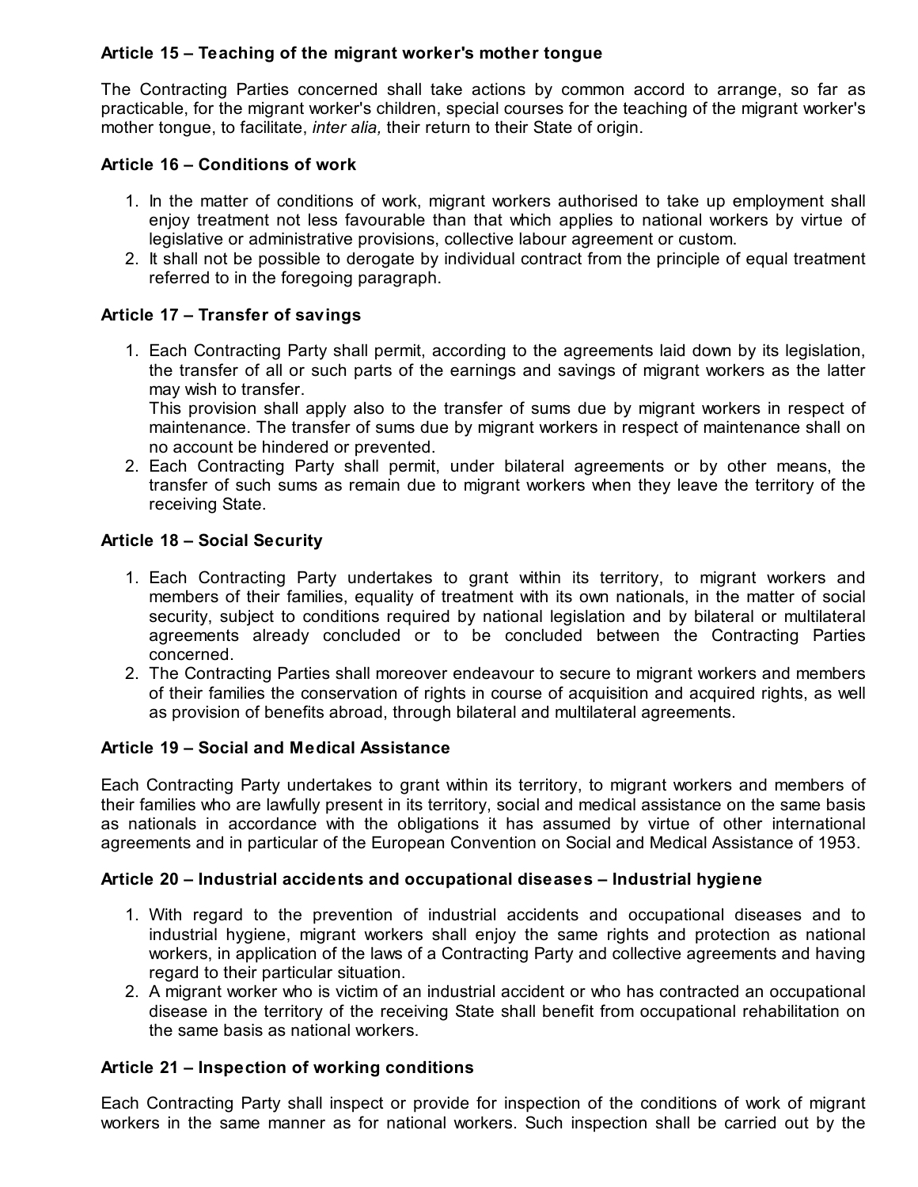**Article 15 – Teaching of the migrant worker's mother tongue**

The Contracting Parties concerned shall take actions by common accord to arrange, so far as practicable, for the migrant worker's children, special courses for the teaching of the migrant worker's mother tongue, to facilitate, *inter alia,* their return to their State of origin.

**Article 16 – Conditions of work**

1. In the matter of conditions of work, migrant workers authorised to take up employment shall enjoy treatment not less favourable than that which applies to national workers by virtue of legislative or administrative provisions, collective labour agreement or custom.
2. It shall not be possible to derogate by individual contract from the principle of equal treatment referred to in the foregoing paragraph.

**Article 17 – Transfer of savings**

1. Each Contracting Party shall permit, according to the agreements laid down by its legislation, the transfer of all or such parts of the earnings and savings of migrant workers as the latter may wish to transfer.
   This provision shall apply also to the transfer of sums due by migrant workers in respect of maintenance. The transfer of sums due by migrant workers in respect of maintenance shall on no account be hindered or prevented.
2. Each Contracting Party shall permit, under bilateral agreements or by other means, the transfer of such sums as remain due to migrant workers when they leave the territory of the receiving State.

**Article 18 – Social Security**

1. Each Contracting Party undertakes to grant within its territory, to migrant workers and members of their families, equality of treatment with its own nationals, in the matter of social security, subject to conditions required by national legislation and by bilateral or multilateral agreements already concluded or to be concluded between the Contracting Parties concerned.
2. The Contracting Parties shall moreover endeavour to secure to migrant workers and members of their families the conservation of rights in course of acquisition and acquired rights, as well as provision of benefits abroad, through bilateral and multilateral agreements.

**Article 19 – Social and Medical Assistance**

Each Contracting Party undertakes to grant within its territory, to migrant workers and members of their families who are lawfully present in its territory, social and medical assistance on the same basis as nationals in accordance with the obligations it has assumed by virtue of other international agreements and in particular of the European Convention on Social and Medical Assistance of 1953.

**Article 20 – Industrial accidents and occupational diseases – Industrial hygiene**

1. With regard to the prevention of industrial accidents and occupational diseases and to industrial hygiene, migrant workers shall enjoy the same rights and protection as national workers, in application of the laws of a Contracting Party and collective agreements and having regard to their particular situation.
2. A migrant worker who is victim of an industrial accident or who has contracted an occupational disease in the territory of the receiving State shall benefit from occupational rehabilitation on the same basis as national workers.

**Article 21 – Inspection of working conditions**

Each Contracting Party shall inspect or provide for inspection of the conditions of work of migrant workers in the same manner as for national workers. Such inspection shall be carried out by the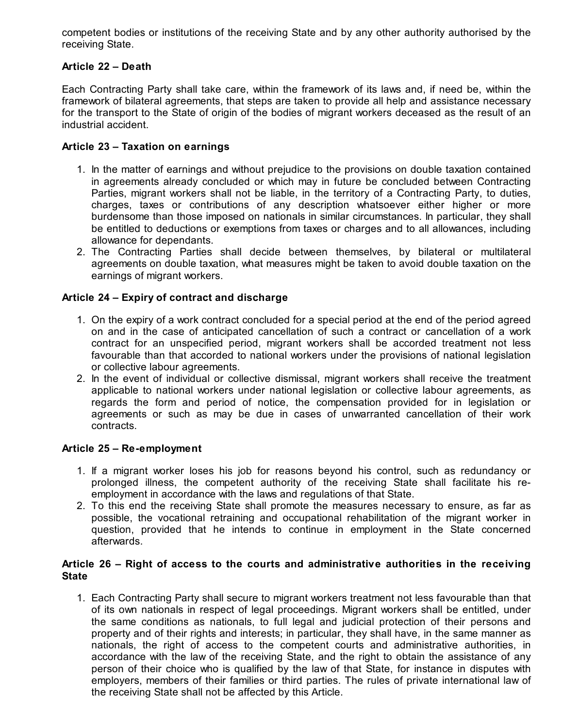competent bodies or institutions of the receiving State and by any other authority authorised by the receiving State.

**Article 22 – Death**

Each Contracting Party shall take care, within the framework of its laws and, if need be, within the framework of bilateral agreements, that steps are taken to provide all help and assistance necessary for the transport to the State of origin of the bodies of migrant workers deceased as the result of an industrial accident.

**Article 23 – Taxation on earnings**

1. In the matter of earnings and without prejudice to the provisions on double taxation contained in agreements already concluded or which may in future be concluded between Contracting Parties, migrant workers shall not be liable, in the territory of a Contracting Party, to duties, charges, taxes or contributions of any description whatsoever either higher or more burdensome than those imposed on nationals in similar circumstances. In particular, they shall be entitled to deductions or exemptions from taxes or charges and to all allowances, including allowance for dependants.
2. The Contracting Parties shall decide between themselves, by bilateral or multilateral agreements on double taxation, what measures might be taken to avoid double taxation on the earnings of migrant workers.

**Article 24 – Expiry of contract and discharge**

1. On the expiry of a work contract concluded for a special period at the end of the period agreed on and in the case of anticipated cancellation of such a contract or cancellation of a work contract for an unspecified period, migrant workers shall be accorded treatment not less favourable than that accorded to national workers under the provisions of national legislation or collective labour agreements.
2. In the event of individual or collective dismissal, migrant workers shall receive the treatment applicable to national workers under national legislation or collective labour agreements, as regards the form and period of notice, the compensation provided for in legislation or agreements or such as may be due in cases of unwarranted cancellation of their work contracts.

**Article 25 – Re-employment**

1. If a migrant worker loses his job for reasons beyond his control, such as redundancy or prolonged illness, the competent authority of the receiving State shall facilitate his re-employment in accordance with the laws and regulations of that State.
2. To this end the receiving State shall promote the measures necessary to ensure, as far as possible, the vocational retraining and occupational rehabilitation of the migrant worker in question, provided that he intends to continue in employment in the State concerned afterwards.

**Article 26 – Right of access to the courts and administrative authorities in the receiving State**

1. Each Contracting Party shall secure to migrant workers treatment not less favourable than that of its own nationals in respect of legal proceedings. Migrant workers shall be entitled, under the same conditions as nationals, to full legal and judicial protection of their persons and property and of their rights and interests; in particular, they shall have, in the same manner as nationals, the right of access to the competent courts and administrative authorities, in accordance with the law of the receiving State, and the right to obtain the assistance of any person of their choice who is qualified by the law of that State, for instance in disputes with employers, members of their families or third parties. The rules of private international law of the receiving State shall not be affected by this Article.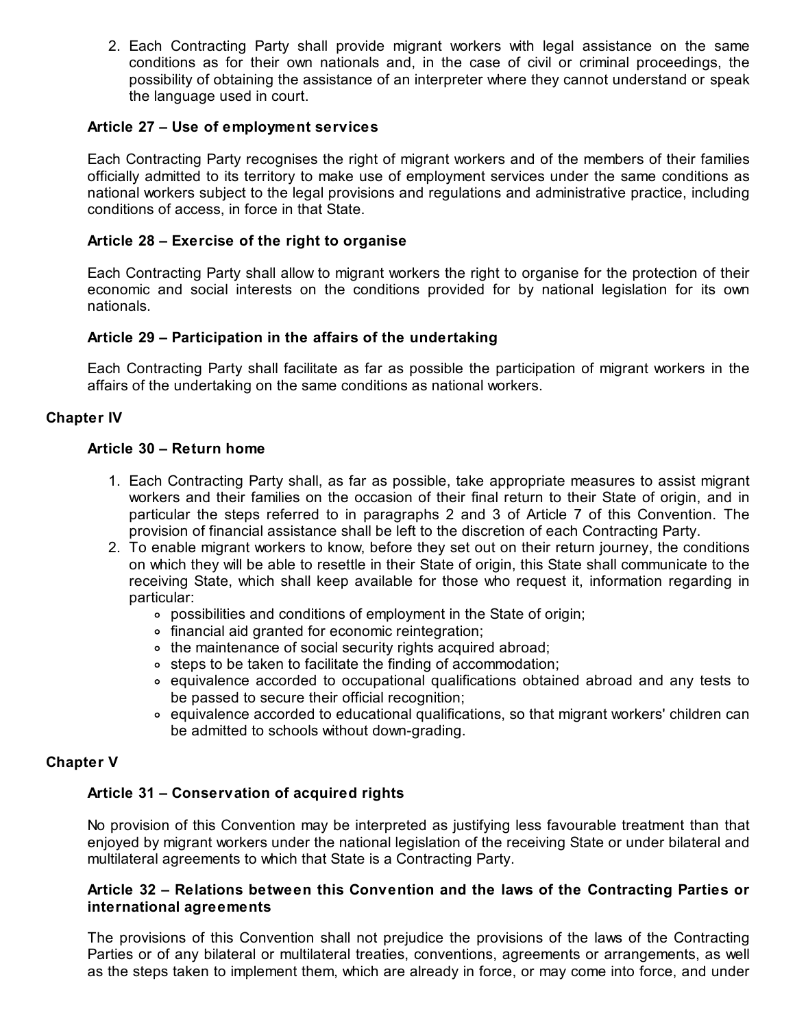2. Each Contracting Party shall provide migrant workers with legal assistance on the same conditions as for their own nationals and, in the case of civil or criminal proceedings, the possibility of obtaining the assistance of an interpreter where they cannot understand or speak the language used in court.

### Article 27 – Use of employment services

Each Contracting Party recognises the right of migrant workers and of the members of their families officially admitted to its territory to make use of employment services under the same conditions as national workers subject to the legal provisions and regulations and administrative practice, including conditions of access, in force in that State.

### Article 28 – Exercise of the right to organise

Each Contracting Party shall allow to migrant workers the right to organise for the protection of their economic and social interests on the conditions provided for by national legislation for its own nationals.

### Article 29 – Participation in the affairs of the undertaking

Each Contracting Party shall facilitate as far as possible the participation of migrant workers in the affairs of the undertaking on the same conditions as national workers.

## Chapter IV

### Article 30 – Return home

1. Each Contracting Party shall, as far as possible, take appropriate measures to assist migrant workers and their families on the occasion of their final return to their State of origin, and in particular the steps referred to in paragraphs 2 and 3 of Article 7 of this Convention. The provision of financial assistance shall be left to the discretion of each Contracting Party.
2. To enable migrant workers to know, before they set out on their return journey, the conditions on which they will be able to resettle in their State of origin, this State shall communicate to the receiving State, which shall keep available for those who request it, information regarding in particular:
   - possibilities and conditions of employment in the State of origin;
   - financial aid granted for economic reintegration;
   - the maintenance of social security rights acquired abroad;
   - steps to be taken to facilitate the finding of accommodation;
   - equivalence accorded to occupational qualifications obtained abroad and any tests to be passed to secure their official recognition;
   - equivalence accorded to educational qualifications, so that migrant workers' children can be admitted to schools without down-grading.

## Chapter V

### Article 31 – Conservation of acquired rights

No provision of this Convention may be interpreted as justifying less favourable treatment than that enjoyed by migrant workers under the national legislation of the receiving State or under bilateral and multilateral agreements to which that State is a Contracting Party.

### Article 32 – Relations between this Convention and the laws of the Contracting Parties or international agreements

The provisions of this Convention shall not prejudice the provisions of the laws of the Contracting Parties or of any bilateral or multilateral treaties, conventions, agreements or arrangements, as well as the steps taken to implement them, which are already in force, or may come into force, and under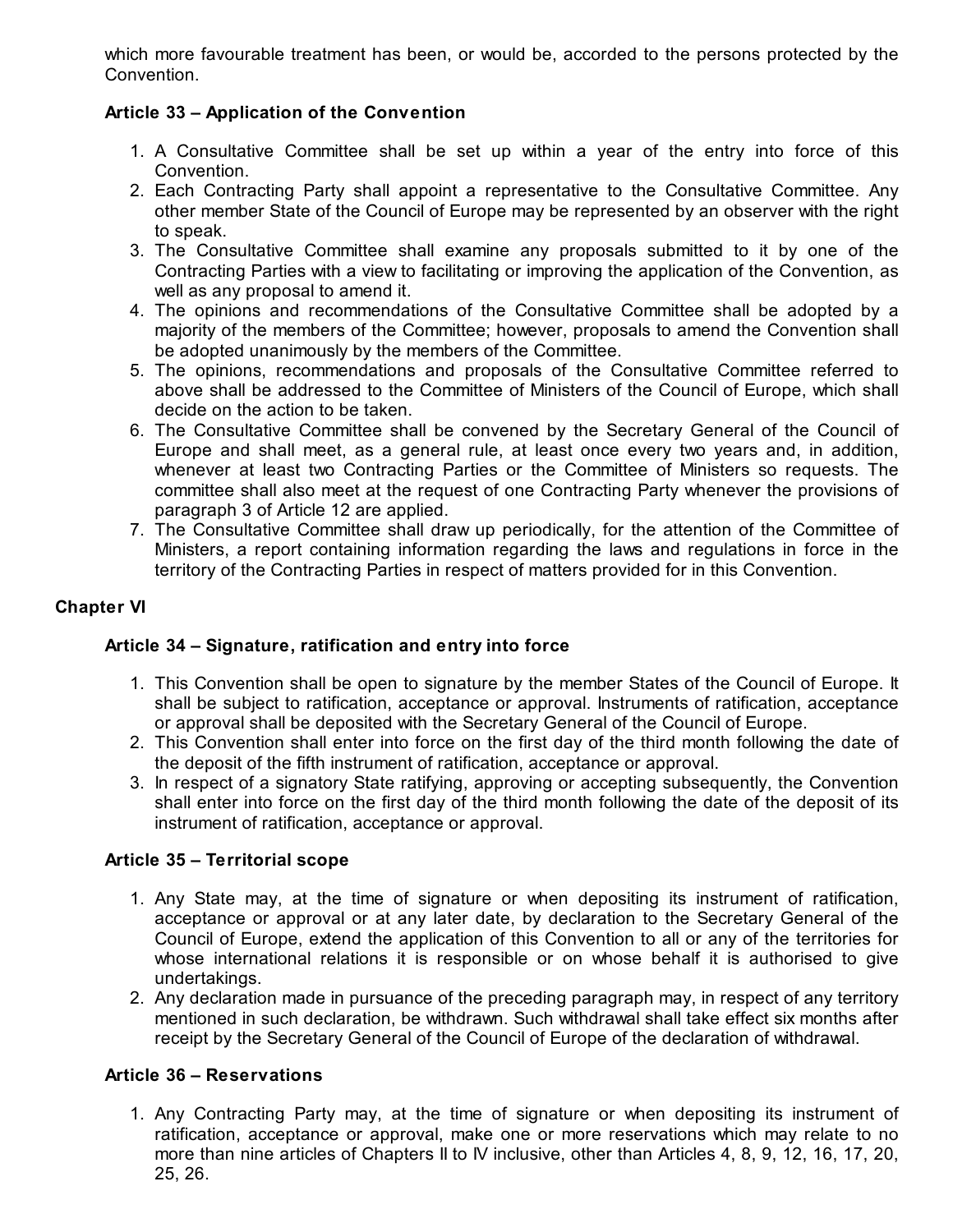which more favourable treatment has been, or would be, accorded to the persons protected by the Convention.

### Article 33 – Application of the Convention

1. A Consultative Committee shall be set up within a year of the entry into force of this Convention.
2. Each Contracting Party shall appoint a representative to the Consultative Committee. Any other member State of the Council of Europe may be represented by an observer with the right to speak.
3. The Consultative Committee shall examine any proposals submitted to it by one of the Contracting Parties with a view to facilitating or improving the application of the Convention, as well as any proposal to amend it.
4. The opinions and recommendations of the Consultative Committee shall be adopted by a majority of the members of the Committee; however, proposals to amend the Convention shall be adopted unanimously by the members of the Committee.
5. The opinions, recommendations and proposals of the Consultative Committee referred to above shall be addressed to the Committee of Ministers of the Council of Europe, which shall decide on the action to be taken.
6. The Consultative Committee shall be convened by the Secretary General of the Council of Europe and shall meet, as a general rule, at least once every two years and, in addition, whenever at least two Contracting Parties or the Committee of Ministers so requests. The committee shall also meet at the request of one Contracting Party whenever the provisions of paragraph 3 of Article 12 are applied.
7. The Consultative Committee shall draw up periodically, for the attention of the Committee of Ministers, a report containing information regarding the laws and regulations in force in the territory of the Contracting Parties in respect of matters provided for in this Convention.

## Chapter VI

### Article 34 – Signature, ratification and entry into force

1. This Convention shall be open to signature by the member States of the Council of Europe. It shall be subject to ratification, acceptance or approval. Instruments of ratification, acceptance or approval shall be deposited with the Secretary General of the Council of Europe.
2. This Convention shall enter into force on the first day of the third month following the date of the deposit of the fifth instrument of ratification, acceptance or approval.
3. In respect of a signatory State ratifying, approving or accepting subsequently, the Convention shall enter into force on the first day of the third month following the date of the deposit of its instrument of ratification, acceptance or approval.

### Article 35 – Territorial scope

1. Any State may, at the time of signature or when depositing its instrument of ratification, acceptance or approval or at any later date, by declaration to the Secretary General of the Council of Europe, extend the application of this Convention to all or any of the territories for whose international relations it is responsible or on whose behalf it is authorised to give undertakings.
2. Any declaration made in pursuance of the preceding paragraph may, in respect of any territory mentioned in such declaration, be withdrawn. Such withdrawal shall take effect six months after receipt by the Secretary General of the Council of Europe of the declaration of withdrawal.

### Article 36 – Reservations

1. Any Contracting Party may, at the time of signature or when depositing its instrument of ratification, acceptance or approval, make one or more reservations which may relate to no more than nine articles of Chapters II to IV inclusive, other than Articles 4, 8, 9, 12, 16, 17, 20, 25, 26.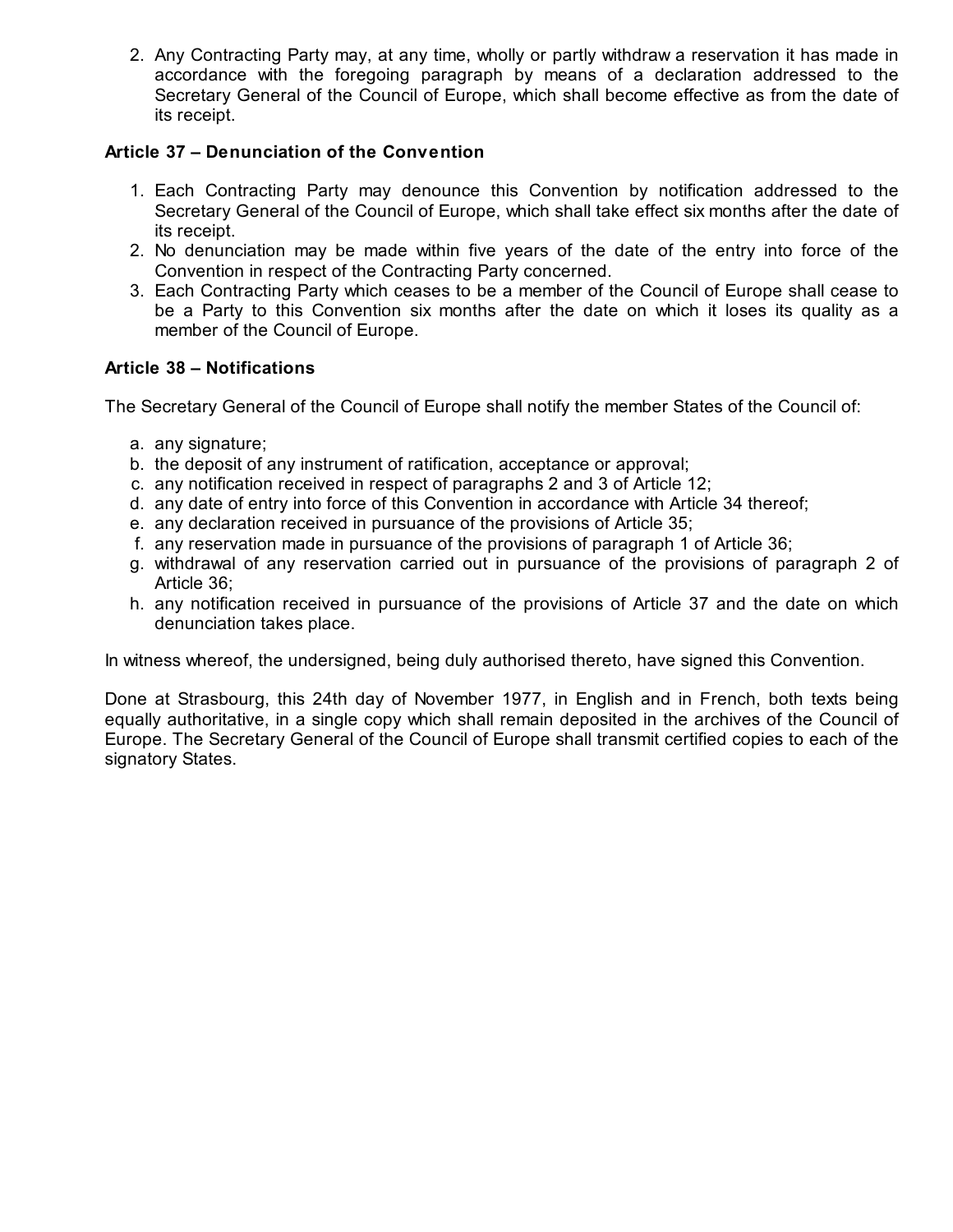2. Any Contracting Party may, at any time, wholly or partly withdraw a reservation it has made in accordance with the foregoing paragraph by means of a declaration addressed to the Secretary General of the Council of Europe, which shall become effective as from the date of its receipt.

**Article 37 – Denunciation of the Convention**

1. Each Contracting Party may denounce this Convention by notification addressed to the Secretary General of the Council of Europe, which shall take effect six months after the date of its receipt.
2. No denunciation may be made within five years of the date of the entry into force of the Convention in respect of the Contracting Party concerned.
3. Each Contracting Party which ceases to be a member of the Council of Europe shall cease to be a Party to this Convention six months after the date on which it loses its quality as a member of the Council of Europe.

**Article 38 – Notifications**

The Secretary General of the Council of Europe shall notify the member States of the Council of:

a. any signature;
b. the deposit of any instrument of ratification, acceptance or approval;
c. any notification received in respect of paragraphs 2 and 3 of Article 12;
d. any date of entry into force of this Convention in accordance with Article 34 thereof;
e. any declaration received in pursuance of the provisions of Article 35;
f. any reservation made in pursuance of the provisions of paragraph 1 of Article 36;
g. withdrawal of any reservation carried out in pursuance of the provisions of paragraph 2 of Article 36;
h. any notification received in pursuance of the provisions of Article 37 and the date on which denunciation takes place.

In witness whereof, the undersigned, being duly authorised thereto, have signed this Convention.

Done at Strasbourg, this 24th day of November 1977, in English and in French, both texts being equally authoritative, in a single copy which shall remain deposited in the archives of the Council of Europe. The Secretary General of the Council of Europe shall transmit certified copies to each of the signatory States.